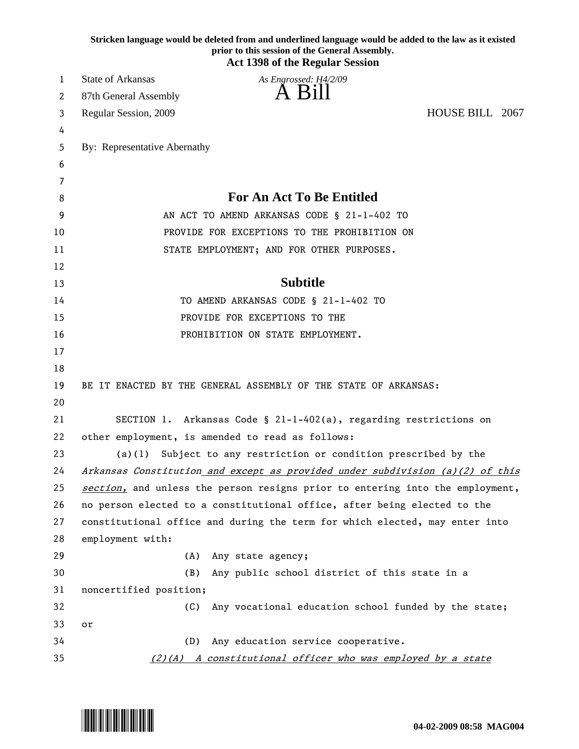Stricken language would be deleted from and underlined language would be added to the law as it existed prior to this session of the General Assembly.

**Act 1398 of the Regular Session**

State of Arkansas
87th General Assembly
Regular Session, 2009

*As Engrossed: H4/2/09*

# A Bill

HOUSE BILL 2067

By: Representative Abernathy

## For An Act To Be Entitled

AN ACT TO AMEND ARKANSAS CODE § 21-1-402 TO PROVIDE FOR EXCEPTIONS TO THE PROHIBITION ON STATE EMPLOYMENT; AND FOR OTHER PURPOSES.

## Subtitle

TO AMEND ARKANSAS CODE § 21-1-402 TO PROVIDE FOR EXCEPTIONS TO THE PROHIBITION ON STATE EMPLOYMENT.

BE IT ENACTED BY THE GENERAL ASSEMBLY OF THE STATE OF ARKANSAS:

SECTION 1. Arkansas Code § 21-1-402(a), regarding restrictions on other employment, is amended to read as follows:

(a)(1) Subject to any restriction or condition prescribed by the *Arkansas Constitution* *and except as provided under subdivision (a)(2) of this section,* and unless the person resigns prior to entering into the employment, no person elected to a constitutional office, after being elected to the constitutional office and during the term for which elected, may enter into employment with:

(A) Any state agency;

(B) Any public school district of this state in a noncertified position;

(C) Any vocational education school funded by the state; or

(D) Any education service cooperative.

*(2)(A) A constitutional officer who was employed by a state*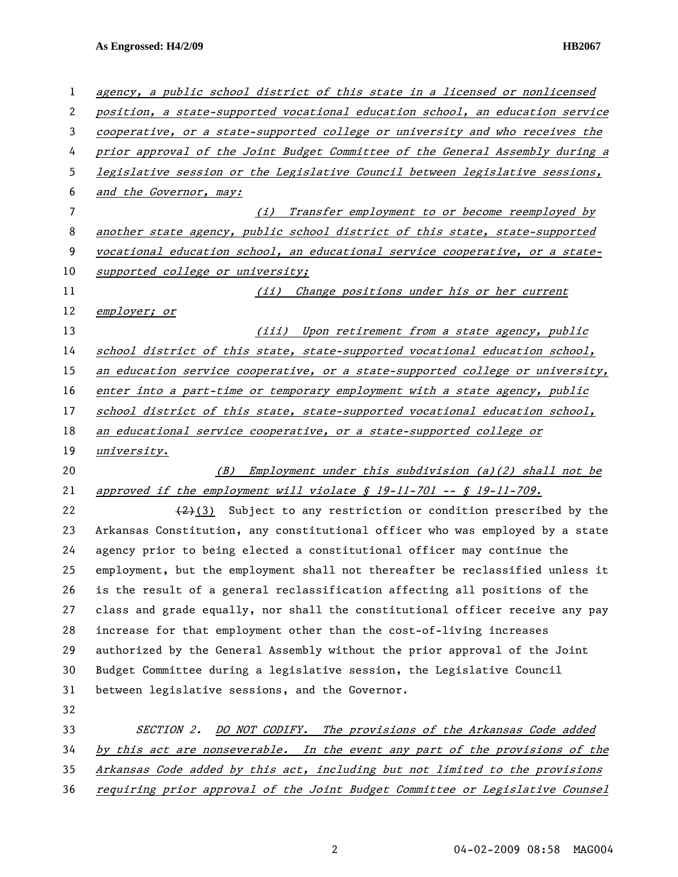*agency, a public school district of this state in a licensed or nonlicensed position, a state-supported vocational education school, an education service cooperative, or a state-supported college or university and who receives the prior approval of the Joint Budget Committee of the General Assembly during a legislative session or the Legislative Council between legislative sessions, and the Governor, may:*

*(i) Transfer employment to or become reemployed by another state agency, public school district of this state, state-supported vocational education school, an educational service cooperative, or a state-supported college or university;*

*(ii) Change positions under his or her current employer; or*

*(iii) Upon retirement from a state agency, public school district of this state, state-supported vocational education school, an education service cooperative, or a state-supported college or university, enter into a part-time or temporary employment with a state agency, public school district of this state, state-supported vocational education school, an educational service cooperative, or a state-supported college or university.*

*(B) Employment under this subdivision (a)(2) shall not be approved if the employment will violate § 19-11-701 -- § 19-11-709.*

~~(2)~~(3) Subject to any restriction or condition prescribed by the Arkansas Constitution, any constitutional officer who was employed by a state agency prior to being elected a constitutional officer may continue the employment, but the employment shall not thereafter be reclassified unless it is the result of a general reclassification affecting all positions of the class and grade equally, nor shall the constitutional officer receive any pay increase for that employment other than the cost-of-living increases authorized by the General Assembly without the prior approval of the Joint Budget Committee during a legislative session, the Legislative Council between legislative sessions, and the Governor.

*SECTION 2. DO NOT CODIFY. The provisions of the Arkansas Code added by this act are nonseverable. In the event any part of the provisions of the Arkansas Code added by this act, including but not limited to the provisions requiring prior approval of the Joint Budget Committee or Legislative Counsel*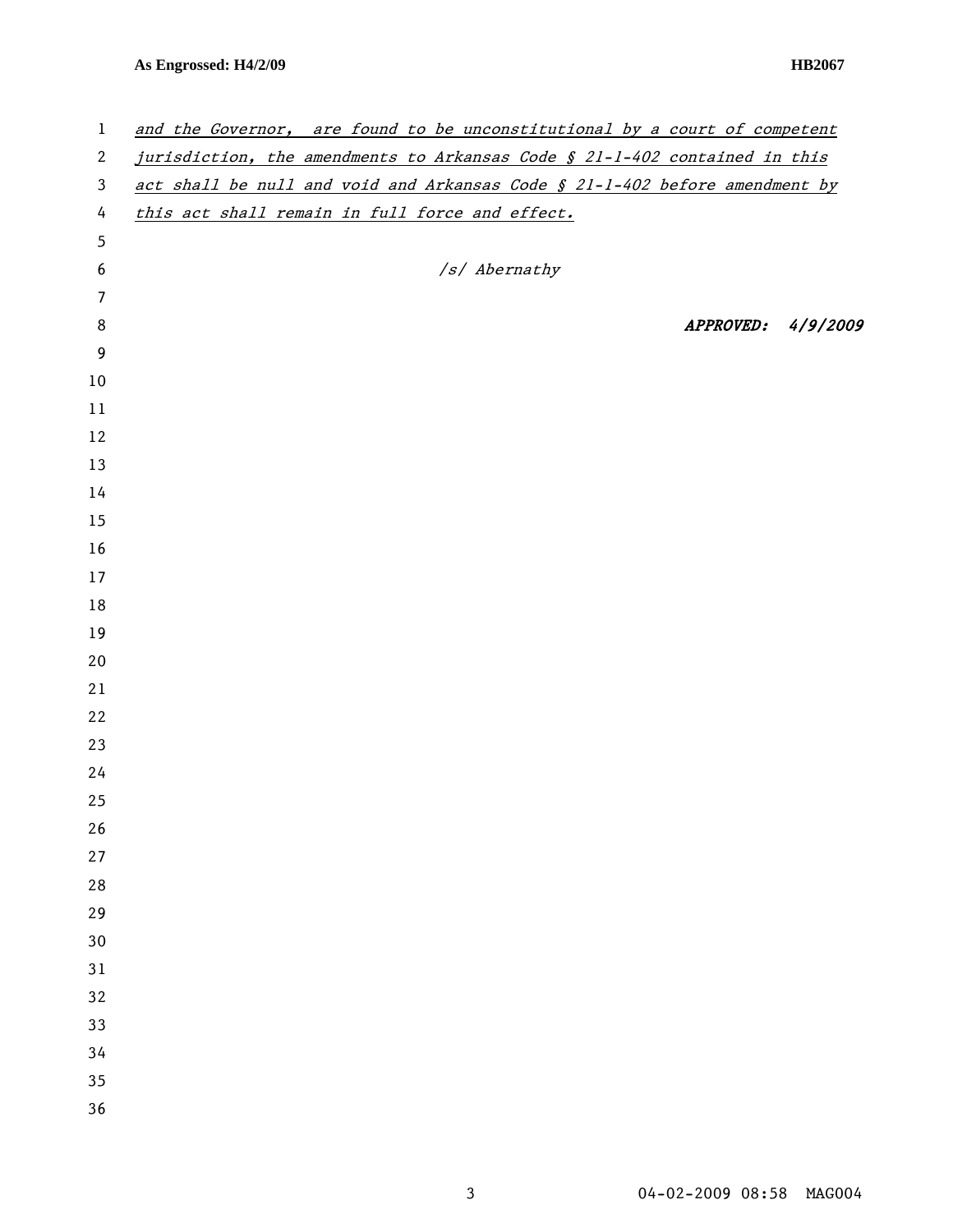*and the Governor, are found to be unconstitutional by a court of competent jurisdiction, the amendments to Arkansas Code § 21-1-402 contained in this act shall be null and void and Arkansas Code § 21-1-402 before amendment by this act shall remain in full force and effect.*

*/s/ Abernathy*

***APPROVED: 4/9/2009***